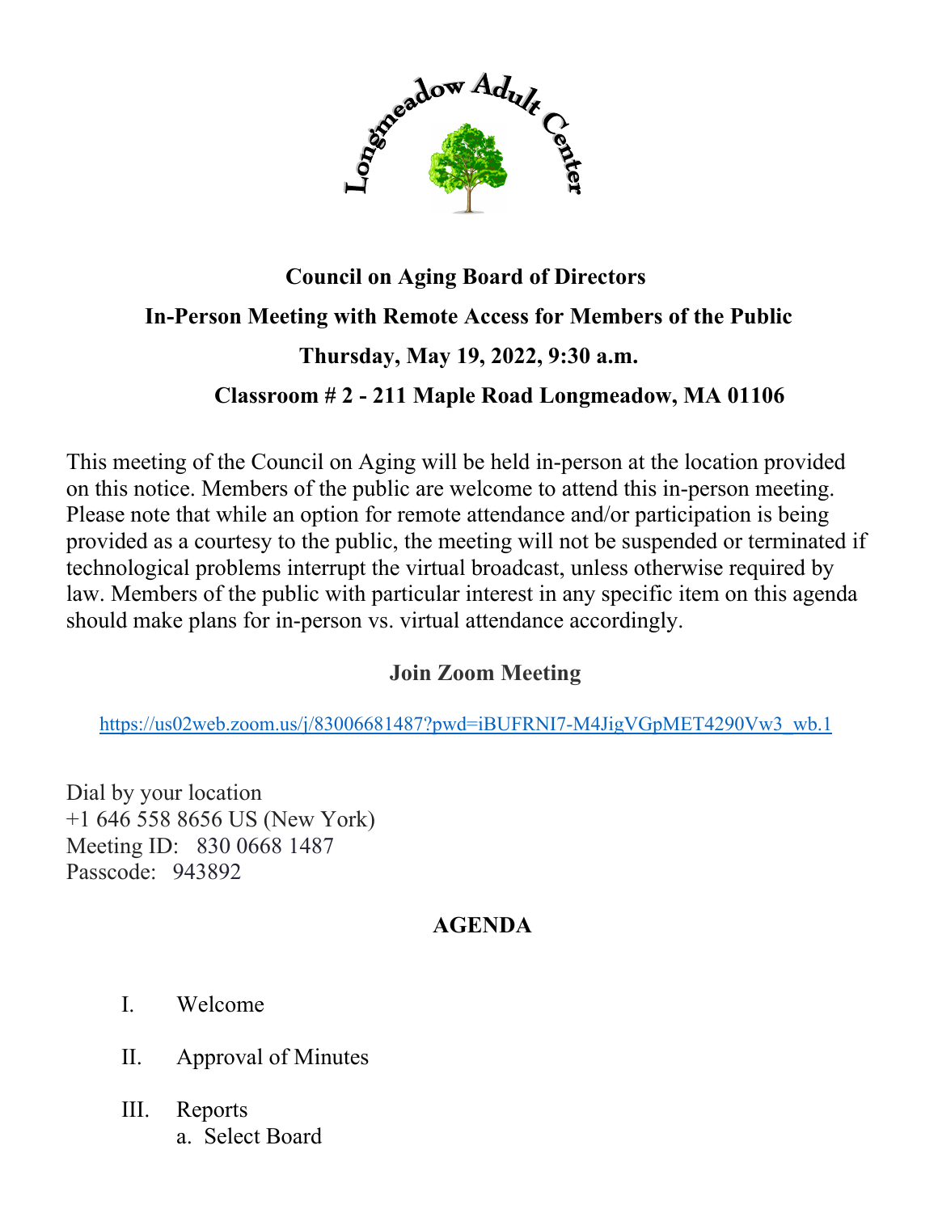Longmeadow Adult Center

**Council on Aging Board of Directors**

**In-Person Meeting with Remote Access for Members of the Public**

**Thursday, May 19, 2022, 9:30 a.m.**

**Classroom # 2 - 211 Maple Road Longmeadow, MA 01106**

This meeting of the Council on Aging will be held in-person at the location provided on this notice. Members of the public are welcome to attend this in-person meeting. Please note that while an option for remote attendance and/or participation is being provided as a courtesy to the public, the meeting will not be suspended or terminated if technological problems interrupt the virtual broadcast, unless otherwise required by law. Members of the public with particular interest in any specific item on this agenda should make plans for in-person vs. virtual attendance accordingly.

**Join Zoom Meeting**

https://us02web.zoom.us/j/83006681487?pwd=iBUFRNI7-M4JigVGpMET4290Vw3_wb.1

Dial by your location
+1 646 558 8656 US (New York)
Meeting ID: 830 0668 1487
Passcode: 943892

**AGENDA**

I. Welcome

II. Approval of Minutes

III. Reports
   a. Select Board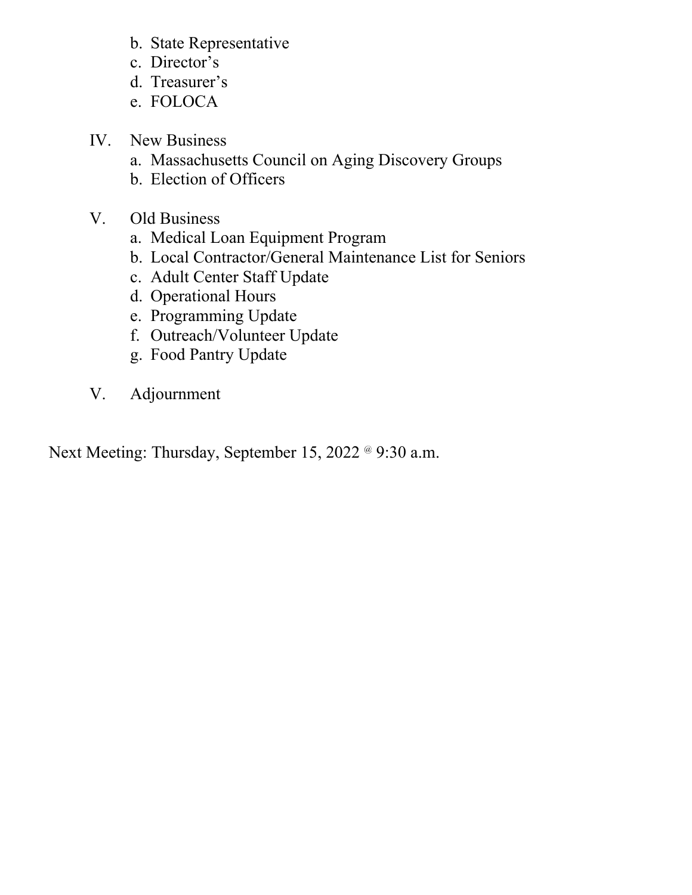b. State Representative
c. Director's
d. Treasurer's
e. FOLOCA

IV. New Business
  a. Massachusetts Council on Aging Discovery Groups
  b. Election of Officers

V. Old Business
  a. Medical Loan Equipment Program
  b. Local Contractor/General Maintenance List for Seniors
  c. Adult Center Staff Update
  d. Operational Hours
  e. Programming Update
  f. Outreach/Volunteer Update
  g. Food Pantry Update

V. Adjournment

Next Meeting: Thursday, September 15, 2022 @ 9:30 a.m.